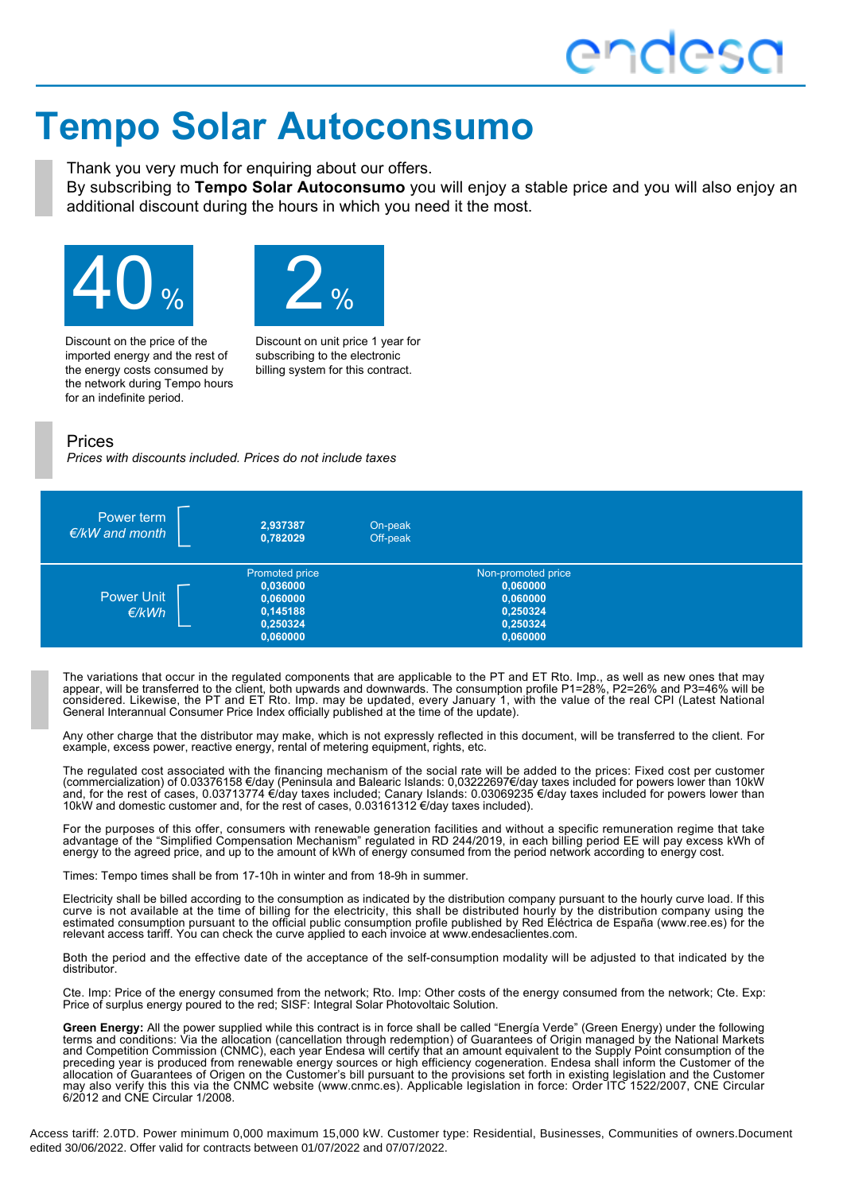# Tempo Solar Autoconsumo

Thank you very much for enquiring about our offers.
By subscribing to **Tempo Solar Autoconsumo** you will enjoy a stable price and you will also enjoy an additional discount during the hours in which you need it the most.

**40 %**

Discount on the price of the imported energy and the rest of the energy costs consumed by the network during Tempo hours for an indefinite period.

**2 %**

Discount on unit price 1 year for subscribing to the electronic billing system for this contract.

## Prices

*Prices with discounts included. Prices do not include taxes*

| | | |
|---|---|---|
| Power term *€/kW and month* | **2,937387** | On-peak |
| | **0,782029** | Off-peak |

| | Promoted price | Non-promoted price |
|---|---|---|
| Power Unit *€/kWh* | **0,036000** | **0,060000** |
| | **0,060000** | **0,060000** |
| | **0,145188** | **0,250324** |
| | **0,250324** | **0,250324** |
| | **0,060000** | **0,060000** |

The variations that occur in the regulated components that are applicable to the PT and ET Rto. Imp., as well as new ones that may appear, will be transferred to the client, both upwards and downwards. The consumption profile P1=28%, P2=26% and P3=46% will be considered. Likewise, the PT and ET Rto. Imp. may be updated, every January 1, with the value of the real CPI (Latest National General Interannual Consumer Price Index officially published at the time of the update).

Any other charge that the distributor may make, which is not expressly reflected in this document, will be transferred to the client. For example, excess power, reactive energy, rental of metering equipment, rights, etc.

The regulated cost associated with the financing mechanism of the social rate will be added to the prices: Fixed cost per customer (commercialization) of 0.03376158 €/day (Peninsula and Balearic Islands: 0,03222697€/day taxes included for powers lower than 10kW and, for the rest of cases, 0.03713774 €/day taxes included; Canary Islands: 0.03069235 €/day taxes included for powers lower than 10kW and domestic customer and, for the rest of cases, 0.03161312 €/day taxes included).

For the purposes of this offer, consumers with renewable generation facilities and without a specific remuneration regime that take advantage of the "Simplified Compensation Mechanism" regulated in RD 244/2019, in each billing period EE will pay excess kWh of energy to the agreed price, and up to the amount of kWh of energy consumed from the period network according to energy cost.

Times: Tempo times shall be from 17-10h in winter and from 18-9h in summer.

Electricity shall be billed according to the consumption as indicated by the distribution company pursuant to the hourly curve load. If this curve is not available at the time of billing for the electricity, this shall be distributed hourly by the distribution company using the estimated consumption pursuant to the official public consumption profile published by Red Eléctrica de España (www.ree.es) for the relevant access tariff. You can check the curve applied to each invoice at www.endesaclientes.com.

Both the period and the effective date of the acceptance of the self-consumption modality will be adjusted to that indicated by the distributor.

Cte. Imp: Price of the energy consumed from the network; Rto. Imp: Other costs of the energy consumed from the network; Cte. Exp: Price of surplus energy poured to the red; SISF: Integral Solar Photovoltaic Solution.

**Green Energy:** All the power supplied while this contract is in force shall be called "Energía Verde" (Green Energy) under the following terms and conditions: Via the allocation (cancellation through redemption) of Guarantees of Origin managed by the National Markets and Competition Commission (CNMC), each year Endesa will certify that an amount equivalent to the Supply Point consumption of the preceding year is produced from renewable energy sources or high efficiency cogeneration. Endesa shall inform the Customer of the allocation of Guarantees of Origen on the Customer's bill pursuant to the provisions set forth in existing legislation and the Customer may also verify this this via the CNMC website (www.cnmc.es). Applicable legislation in force: Order ITC 1522/2007, CNE Circular 6/2012 and CNE Circular 1/2008.

Access tariff: 2.0TD. Power minimum 0,000 maximum 15,000 kW. Customer type: Residential, Businesses, Communities of owners.Document edited 30/06/2022. Offer valid for contracts between 01/07/2022 and 07/07/2022.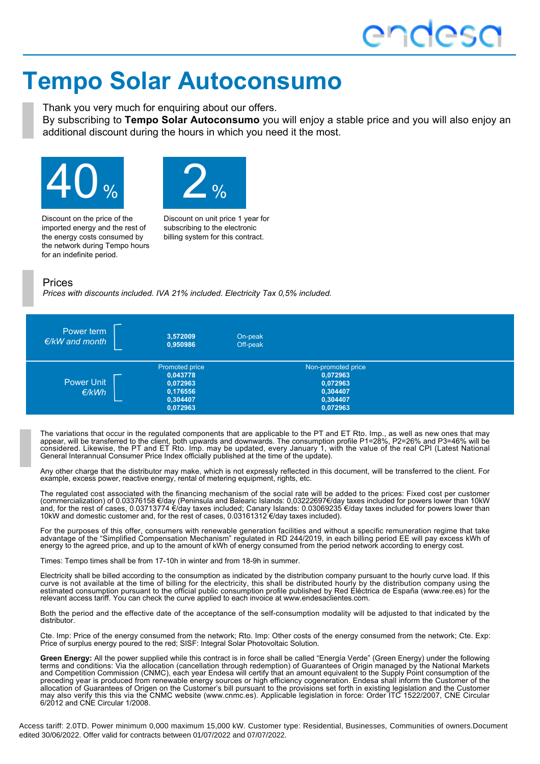# Tempo Solar Autoconsumo

Thank you very much for enquiring about our offers.
By subscribing to **Tempo Solar Autoconsumo** you will enjoy a stable price and you will also enjoy an additional discount during the hours in which you need it the most.

**40 %**

Discount on the price of the imported energy and the rest of the energy costs consumed by the network during Tempo hours for an indefinite period.

**2 %**

Discount on unit price 1 year for subscribing to the electronic billing system for this contract.

## Prices

*Prices with discounts included. IVA 21% included. Electricity Tax 0,5% included.*

| | | |
|---|---|---|
| Power term *€/kW and month* | 3,572009 | On-peak |
| | 0,950986 | Off-peak |

| | Promoted price | Non-promoted price |
|---|---|---|
| Power Unit *€/kWh* | 0,043778 | 0,072963 |
| | 0,072963 | 0,072963 |
| | 0,176556 | 0,304407 |
| | 0,304407 | 0,304407 |
| | 0,072963 | 0,072963 |

The variations that occur in the regulated components that are applicable to the PT and ET Rto. Imp., as well as new ones that may appear, will be transferred to the client, both upwards and downwards. The consumption profile P1=28%, P2=26% and P3=46% will be considered. Likewise, the PT and ET Rto. Imp. may be updated, every January 1, with the value of the real CPI (Latest National General Interannual Consumer Price Index officially published at the time of the update).

Any other charge that the distributor may make, which is not expressly reflected in this document, will be transferred to the client. For example, excess power, reactive energy, rental of metering equipment, rights, etc.

The regulated cost associated with the financing mechanism of the social rate will be added to the prices: Fixed cost per customer (commercialization) of 0.03376158 €/day (Peninsula and Balearic Islands: 0,03222697€/day taxes included for powers lower than 10kW and, for the rest of cases, 0.03713774 €/day taxes included; Canary Islands: 0.03069235 €/day taxes included for powers lower than 10kW and domestic customer and, for the rest of cases, 0.03161312 €/day taxes included).

For the purposes of this offer, consumers with renewable generation facilities and without a specific remuneration regime that take advantage of the "Simplified Compensation Mechanism" regulated in RD 244/2019, in each billing period EE will pay excess kWh of energy to the agreed price, and up to the amount of kWh of energy consumed from the period network according to energy cost.

Times: Tempo times shall be from 17-10h in winter and from 18-9h in summer.

Electricity shall be billed according to the consumption as indicated by the distribution company pursuant to the hourly curve load. If this curve is not available at the time of billing for the electricity, this shall be distributed hourly by the distribution company using the estimated consumption pursuant to the official public consumption profile published by Red Eléctrica de España (www.ree.es) for the relevant access tariff. You can check the curve applied to each invoice at www.endesaclientes.com.

Both the period and the effective date of the acceptance of the self-consumption modality will be adjusted to that indicated by the distributor.

Cte. Imp: Price of the energy consumed from the network; Rto. Imp: Other costs of the energy consumed from the network; Cte. Exp: Price of surplus energy poured to the red; SISF: Integral Solar Photovoltaic Solution.

**Green Energy:** All the power supplied while this contract is in force shall be called "Energía Verde" (Green Energy) under the following terms and conditions: Via the allocation (cancellation through redemption) of Guarantees of Origin managed by the National Markets and Competition Commission (CNMC), each year Endesa will certify that an amount equivalent to the Supply Point consumption of the preceding year is produced from renewable energy sources or high efficiency cogeneration. Endesa shall inform the Customer of the allocation of Guarantees of Origen on the Customer's bill pursuant to the provisions set forth in existing legislation and the Customer may also verify this this via the CNMC website (www.cnmc.es). Applicable legislation in force: Order ITC 1522/2007, CNE Circular 6/2012 and CNE Circular 1/2008.

Access tariff: 2.0TD. Power minimum 0,000 maximum 15,000 kW. Customer type: Residential, Businesses, Communities of owners.Document edited 30/06/2022. Offer valid for contracts between 01/07/2022 and 07/07/2022.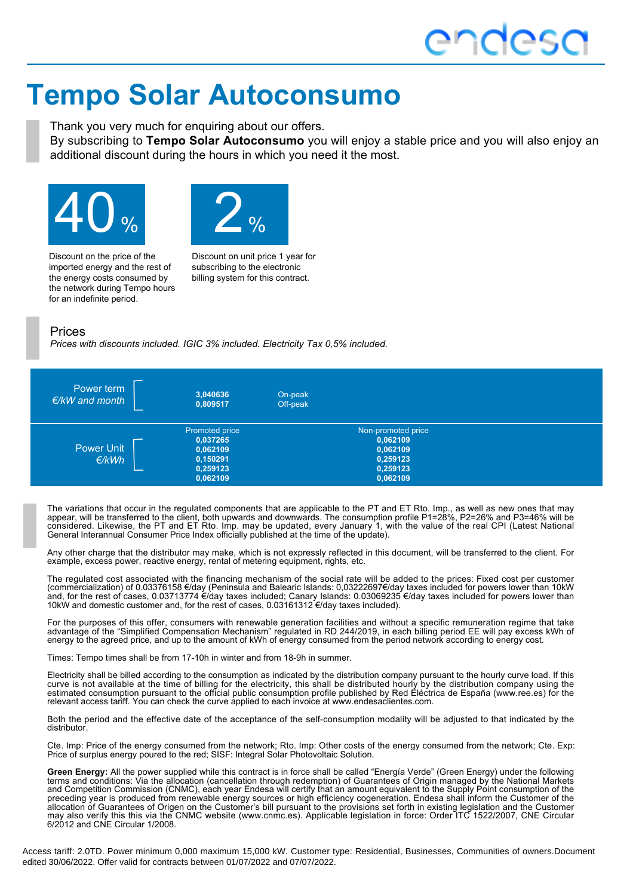# Tempo Solar Autoconsumo

Thank you very much for enquiring about our offers.
By subscribing to **Tempo Solar Autoconsumo** you will enjoy a stable price and you will also enjoy an additional discount during the hours in which you need it the most.

**40 %**

Discount on the price of the imported energy and the rest of the energy costs consumed by the network during Tempo hours for an indefinite period.

**2 %**

Discount on unit price 1 year for subscribing to the electronic billing system for this contract.

## Prices

*Prices with discounts included. IGIC 3% included. Electricity Tax 0,5% included.*

| | | |
|---|---|---|
| Power term *€/kW and month* | 3,040636<br>0,809517 | On-peak<br>Off-peak |

| | Promoted price | Non-promoted price |
|---|---|---|
| Power Unit *€/kWh* | 0,037265 | 0,062109 |
| | 0,062109 | 0,062109 |
| | 0,150291 | 0,259123 |
| | 0,259123 | 0,259123 |
| | 0,062109 | 0,062109 |

The variations that occur in the regulated components that are applicable to the PT and ET Rto. Imp., as well as new ones that may appear, will be transferred to the client, both upwards and downwards. The consumption profile P1=28%, P2=26% and P3=46% will be considered. Likewise, the PT and ET Rto. Imp. may be updated, every January 1, with the value of the real CPI (Latest National General Interannual Consumer Price Index officially published at the time of the update).

Any other charge that the distributor may make, which is not expressly reflected in this document, will be transferred to the client. For example, excess power, reactive energy, rental of metering equipment, rights, etc.

The regulated cost associated with the financing mechanism of the social rate will be added to the prices: Fixed cost per customer (commercialization) of 0.03376158 €/day (Peninsula and Balearic Islands: 0,03222697€/day taxes included for powers lower than 10kW and, for the rest of cases, 0.03713774 €/day taxes included; Canary Islands: 0.03069235 €/day taxes included for powers lower than 10kW and domestic customer and, for the rest of cases, 0.03161312 €/day taxes included).

For the purposes of this offer, consumers with renewable generation facilities and without a specific remuneration regime that take advantage of the "Simplified Compensation Mechanism" regulated in RD 244/2019, in each billing period EE will pay excess kWh of energy to the agreed price, and up to the amount of kWh of energy consumed from the period network according to energy cost.

Times: Tempo times shall be from 17-10h in winter and from 18-9h in summer.

Electricity shall be billed according to the consumption as indicated by the distribution company pursuant to the hourly curve load. If this curve is not available at the time of billing for the electricity, this shall be distributed hourly by the distribution company using the estimated consumption pursuant to the official public consumption profile published by Red Eléctrica de España (www.ree.es) for the relevant access tariff. You can check the curve applied to each invoice at www.endesaclientes.com.

Both the period and the effective date of the acceptance of the self-consumption modality will be adjusted to that indicated by the distributor.

Cte. Imp: Price of the energy consumed from the network; Rto. Imp: Other costs of the energy consumed from the network; Cte. Exp: Price of surplus energy poured to the red; SISF: Integral Solar Photovoltaic Solution.

**Green Energy:** All the power supplied while this contract is in force shall be called "Energía Verde" (Green Energy) under the following terms and conditions: Via the allocation (cancellation through redemption) of Guarantees of Origin managed by the National Markets and Competition Commission (CNMC), each year Endesa will certify that an amount equivalent to the Supply Point consumption of the preceding year is produced from renewable energy sources or high efficiency cogeneration. Endesa shall inform the Customer of the allocation of Guarantees of Origen on the Customer's bill pursuant to the provisions set forth in existing legislation and the Customer may also verify this this via the CNMC website (www.cnmc.es). Applicable legislation in force: Order ITC 1522/2007, CNE Circular 6/2012 and CNE Circular 1/2008.

Access tariff: 2.0TD. Power minimum 0,000 maximum 15,000 kW. Customer type: Residential, Businesses, Communities of owners.Document edited 30/06/2022. Offer valid for contracts between 01/07/2022 and 07/07/2022.